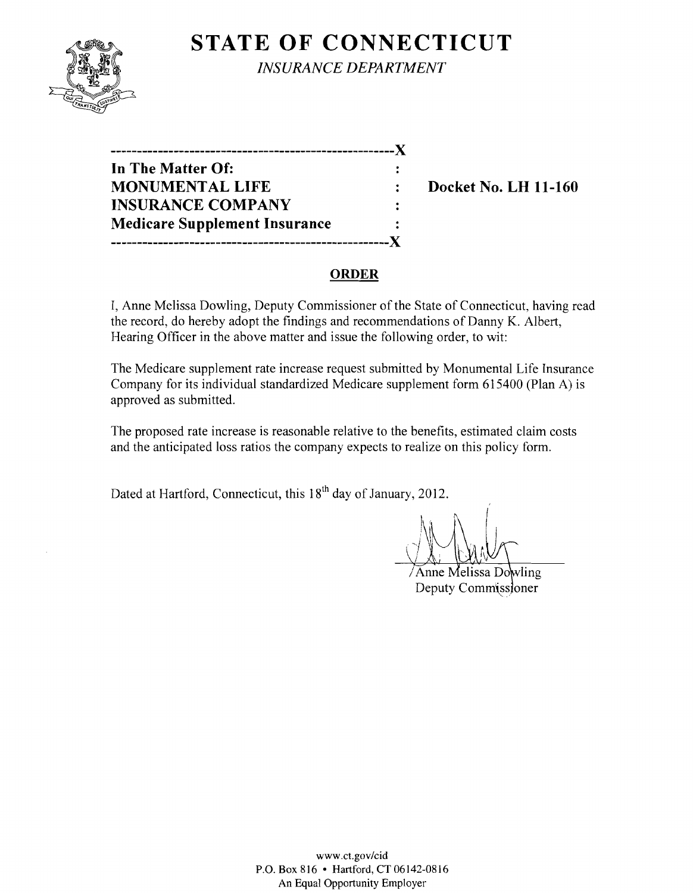# STATE OF CONNECTICUT

*INSURANCE DEPARTMENT*

| | | |
|---|---|---|
| **In The Matter Of:** | : | |
| **MONUMENTAL LIFE** | : | **Docket No. LH 11-160** |
| **INSURANCE COMPANY** | : | |
| **Medicare Supplement Insurance** | : | |

## ORDER

I, Anne Melissa Dowling, Deputy Commissioner of the State of Connecticut, having read the record, do hereby adopt the findings and recommendations of Danny K. Albert, Hearing Officer in the above matter and issue the following order, to wit:

The Medicare supplement rate increase request submitted by Monumental Life Insurance Company for its individual standardized Medicare supplement form 615400 (Plan A) is approved as submitted.

The proposed rate increase is reasonable relative to the benefits, estimated claim costs and the anticipated loss ratios the company expects to realize on this policy form.

Dated at Hartford, Connecticut, this 18th day of January, 2012.

Anne Melissa Dowling
Deputy Commissioner

www.ct.gov/cid
P.O. Box 816 • Hartford, CT 06142-0816
An Equal Opportunity Employer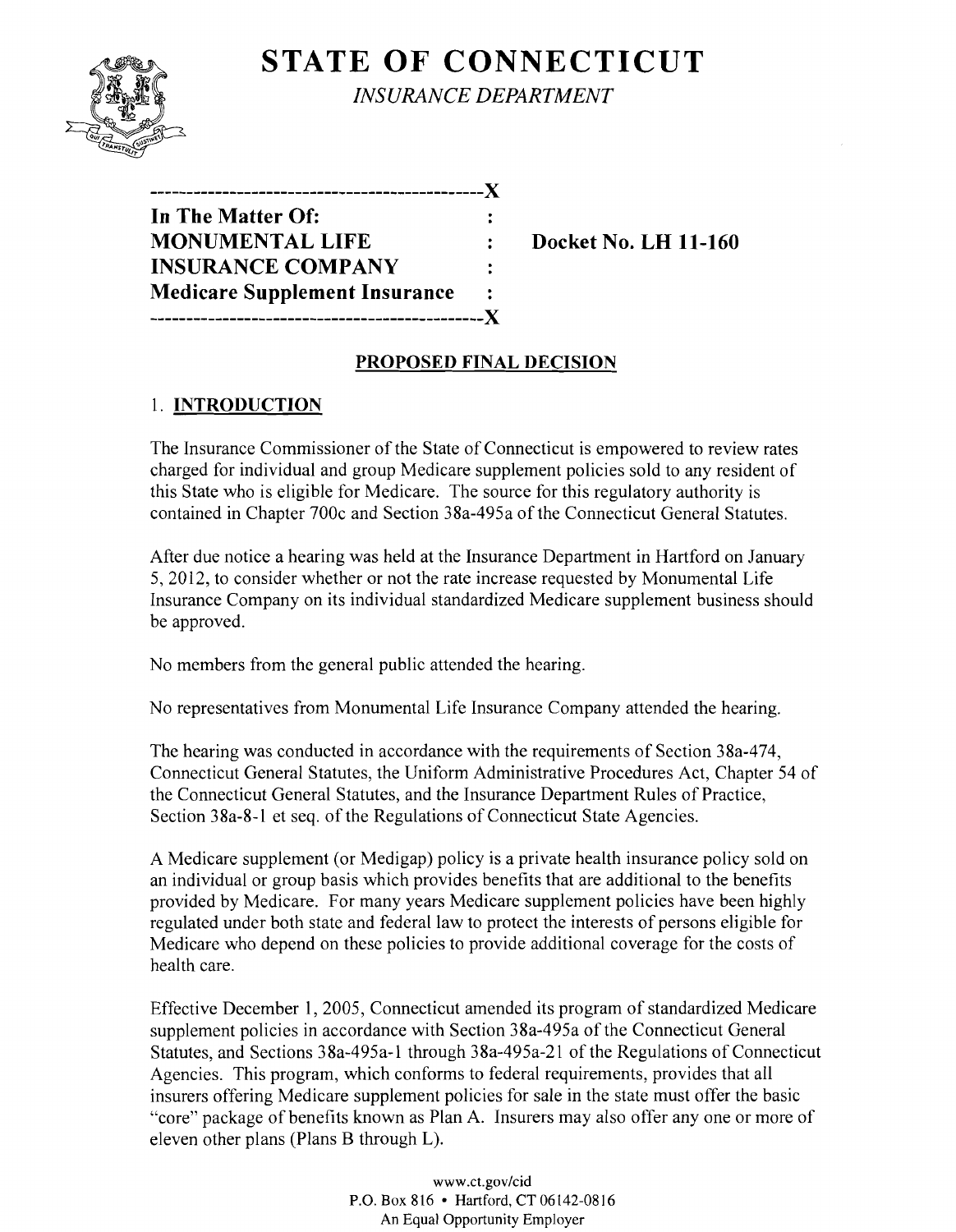# STATE OF CONNECTICUT

*INSURANCE DEPARTMENT*

```
----------------------------------------------X
In The Matter Of:                             :
MONUMENTAL LIFE                               :     Docket No. LH 11-160
INSURANCE COMPANY                             :
Medicare Supplement Insurance                 :
----------------------------------------------X
```

## PROPOSED FINAL DECISION

### 1. INTRODUCTION

The Insurance Commissioner of the State of Connecticut is empowered to review rates charged for individual and group Medicare supplement policies sold to any resident of this State who is eligible for Medicare. The source for this regulatory authority is contained in Chapter 700c and Section 38a-495a of the Connecticut General Statutes.

After due notice a hearing was held at the Insurance Department in Hartford on January 5, 2012, to consider whether or not the rate increase requested by Monumental Life Insurance Company on its individual standardized Medicare supplement business should be approved.

No members from the general public attended the hearing.

No representatives from Monumental Life Insurance Company attended the hearing.

The hearing was conducted in accordance with the requirements of Section 38a-474, Connecticut General Statutes, the Uniform Administrative Procedures Act, Chapter 54 of the Connecticut General Statutes, and the Insurance Department Rules of Practice, Section 38a-8-1 et seq. of the Regulations of Connecticut State Agencies.

A Medicare supplement (or Medigap) policy is a private health insurance policy sold on an individual or group basis which provides benefits that are additional to the benefits provided by Medicare. For many years Medicare supplement policies have been highly regulated under both state and federal law to protect the interests of persons eligible for Medicare who depend on these policies to provide additional coverage for the costs of health care.

Effective December 1, 2005, Connecticut amended its program of standardized Medicare supplement policies in accordance with Section 38a-495a of the Connecticut General Statutes, and Sections 38a-495a-1 through 38a-495a-21 of the Regulations of Connecticut Agencies. This program, which conforms to federal requirements, provides that all insurers offering Medicare supplement policies for sale in the state must offer the basic "core" package of benefits known as Plan A. Insurers may also offer any one or more of eleven other plans (Plans B through L).

www.ct.gov/cid
P.O. Box 816 • Hartford, CT 06142-0816
An Equal Opportunity Employer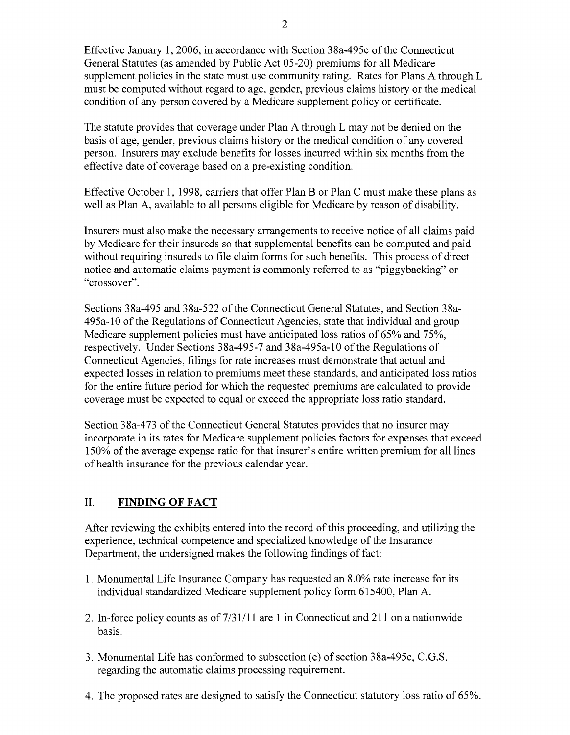Effective January 1, 2006, in accordance with Section 38a-495c of the Connecticut General Statutes (as amended by Public Act 05-20) premiums for all Medicare supplement policies in the state must use community rating. Rates for Plans A through L must be computed without regard to age, gender, previous claims history or the medical condition of any person covered by a Medicare supplement policy or certificate.

The statute provides that coverage under Plan A through L may not be denied on the basis of age, gender, previous claims history or the medical condition of any covered person. Insurers may exclude benefits for losses incurred within six months from the effective date of coverage based on a pre-existing condition.

Effective October 1, 1998, carriers that offer Plan B or Plan C must make these plans as well as Plan A, available to all persons eligible for Medicare by reason of disability.

Insurers must also make the necessary arrangements to receive notice of all claims paid by Medicare for their insureds so that supplemental benefits can be computed and paid without requiring insureds to file claim forms for such benefits. This process of direct notice and automatic claims payment is commonly referred to as "piggybacking" or "crossover".

Sections 38a-495 and 38a-522 of the Connecticut General Statutes, and Section 38a-495a-10 of the Regulations of Connecticut Agencies, state that individual and group Medicare supplement policies must have anticipated loss ratios of 65% and 75%, respectively. Under Sections 38a-495-7 and 38a-495a-10 of the Regulations of Connecticut Agencies, filings for rate increases must demonstrate that actual and expected losses in relation to premiums meet these standards, and anticipated loss ratios for the entire future period for which the requested premiums are calculated to provide coverage must be expected to equal or exceed the appropriate loss ratio standard.

Section 38a-473 of the Connecticut General Statutes provides that no insurer may incorporate in its rates for Medicare supplement policies factors for expenses that exceed 150% of the average expense ratio for that insurer's entire written premium for all lines of health insurance for the previous calendar year.

## II. **FINDING OF FACT**

After reviewing the exhibits entered into the record of this proceeding, and utilizing the experience, technical competence and specialized knowledge of the Insurance Department, the undersigned makes the following findings of fact:

1. Monumental Life Insurance Company has requested an 8.0% rate increase for its individual standardized Medicare supplement policy form 615400, Plan A.
2. In-force policy counts as of 7/31/11 are 1 in Connecticut and 211 on a nationwide basis.
3. Monumental Life has conformed to subsection (e) of section 38a-495c, C.G.S. regarding the automatic claims processing requirement.
4. The proposed rates are designed to satisfy the Connecticut statutory loss ratio of 65%.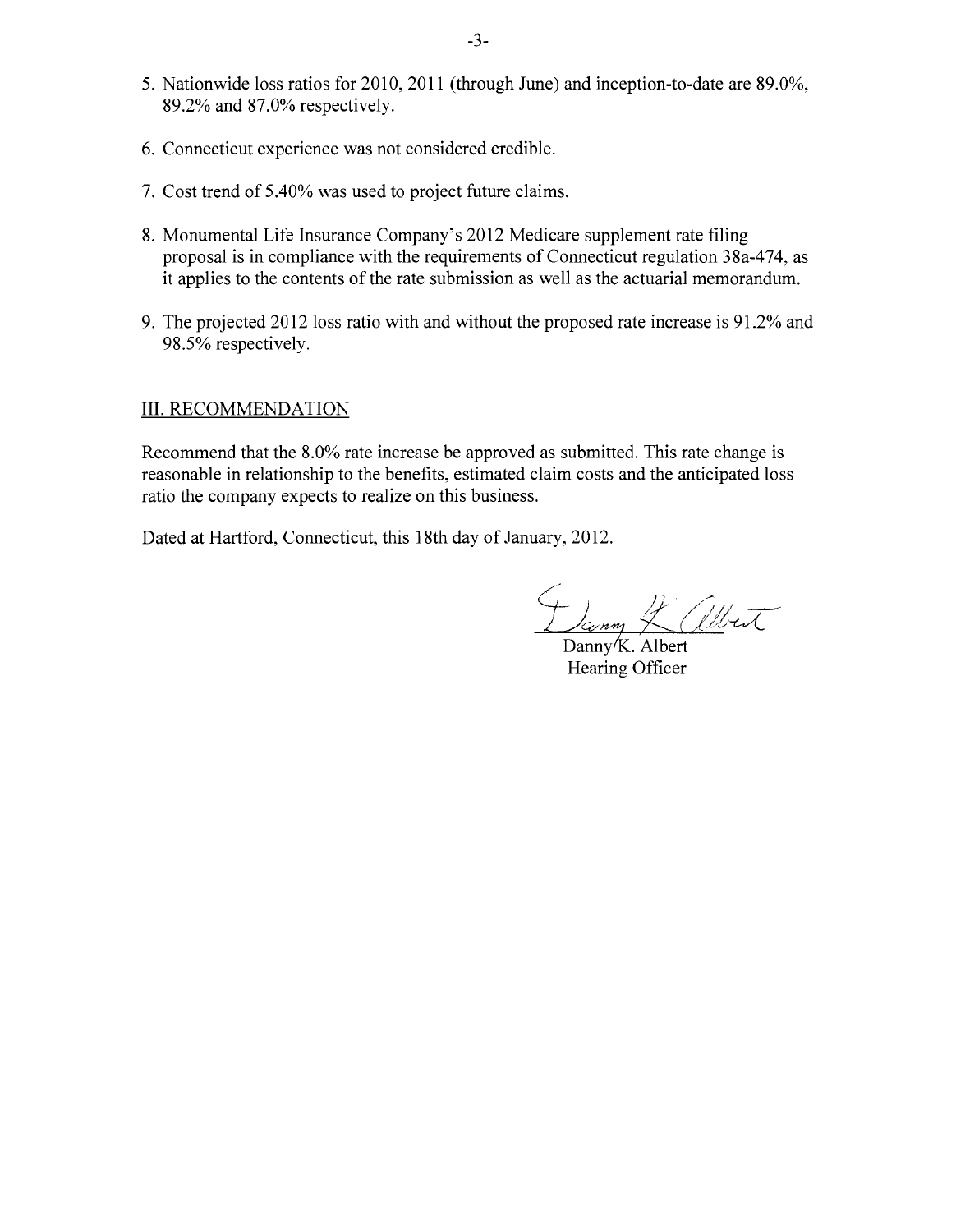5. Nationwide loss ratios for 2010, 2011 (through June) and inception-to-date are 89.0%, 89.2% and 87.0% respectively.

6. Connecticut experience was not considered credible.

7. Cost trend of 5.40% was used to project future claims.

8. Monumental Life Insurance Company's 2012 Medicare supplement rate filing proposal is in compliance with the requirements of Connecticut regulation 38a-474, as it applies to the contents of the rate submission as well as the actuarial memorandum.

9. The projected 2012 loss ratio with and without the proposed rate increase is 91.2% and 98.5% respectively.

## III. RECOMMENDATION

Recommend that the 8.0% rate increase be approved as submitted. This rate change is reasonable in relationship to the benefits, estimated claim costs and the anticipated loss ratio the company expects to realize on this business.

Dated at Hartford, Connecticut, this 18th day of January, 2012.

Danny K. Albert
Hearing Officer